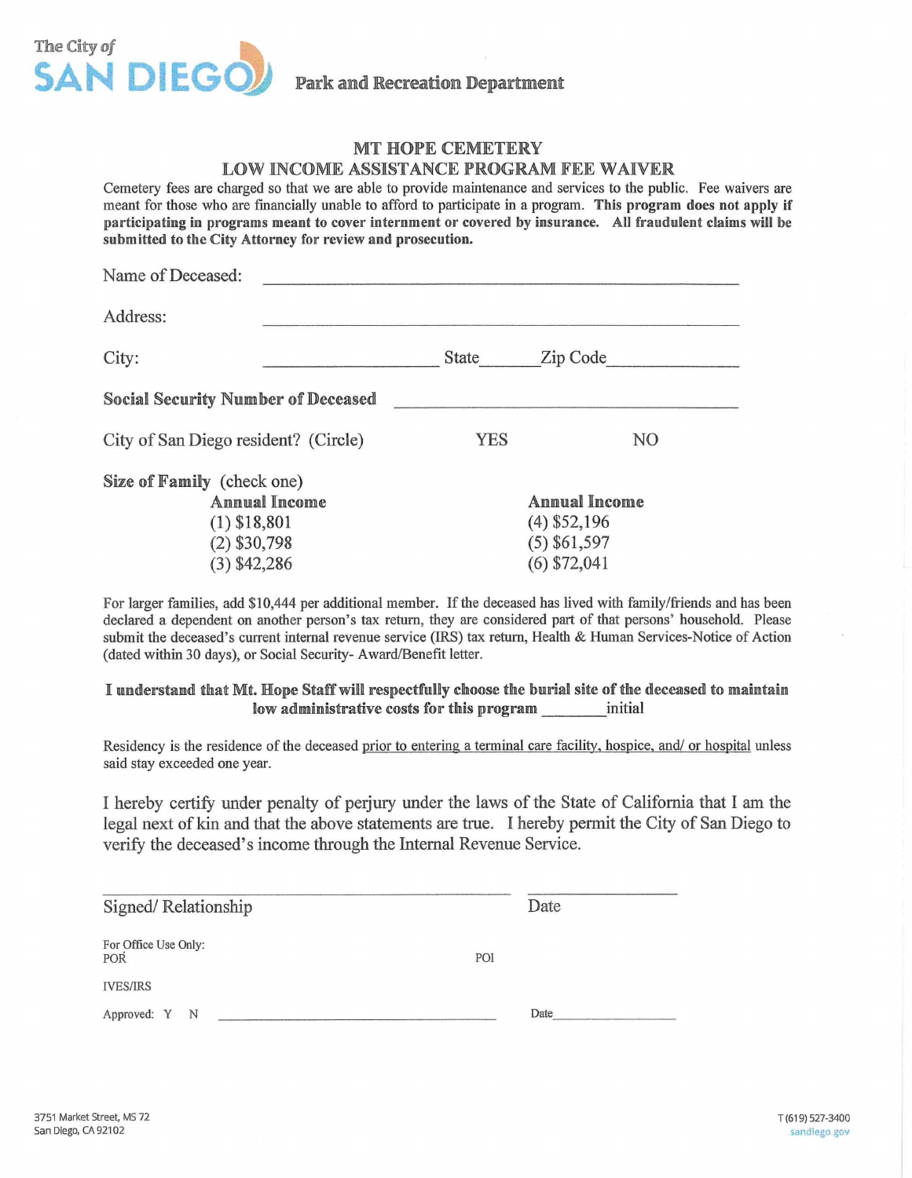The City of **SAN DIEGO** Park and Recreation Department

## MT HOPE CEMETERY
## LOW INCOME ASSISTANCE PROGRAM FEE WAIVER

Cemetery fees are charged so that we are able to provide maintenance and services to the public. Fee waivers are meant for those who are financially unable to afford to participate in a program. **This program does not apply if participating in programs meant to cover internment or covered by insurance. All fraudulent claims will be submitted to the City Attorney for review and prosecution.**

Name of Deceased: ______________________________________________

Address: ______________________________________________

City: ____________________ State______ Zip Code______________

**Social Security Number of Deceased** ______________________________

City of San Diego resident? (Circle) YES NO

**Size of Family** (check one)

| **Annual Income** | **Annual Income** |
|---|---|
| (1) $18,801 | (4) $52,196 |
| (2) $30,798 | (5) $61,597 |
| (3) $42,286 | (6) $72,041 |

For larger families, add $10,444 per additional member. If the deceased has lived with family/friends and has been declared a dependent on another person's tax return, they are considered part of that persons' household. Please submit the deceased's current internal revenue service (IRS) tax return, Health & Human Services-Notice of Action (dated within 30 days), or Social Security- Award/Benefit letter.

**I understand that Mt. Hope Staff will respectfully choose the burial site of the deceased to maintain low administrative costs for this program** _______initial

Residency is the residence of the deceased prior to entering a terminal care facility, hospice, and/ or hospital unless said stay exceeded one year.

I hereby certify under penalty of perjury under the laws of the State of California that I am the legal next of kin and that the above statements are true. I hereby permit the City of San Diego to verify the deceased's income through the Internal Revenue Service.

______________________________________________ ________________

Signed/ Relationship Date

For Office Use Only:

POR POI

IVES/IRS

Approved: Y N ______________________________________ Date________________

3751 Market Street, MS 72
San Diego, CA 92102

T (619) 527-3400
sandiego.gov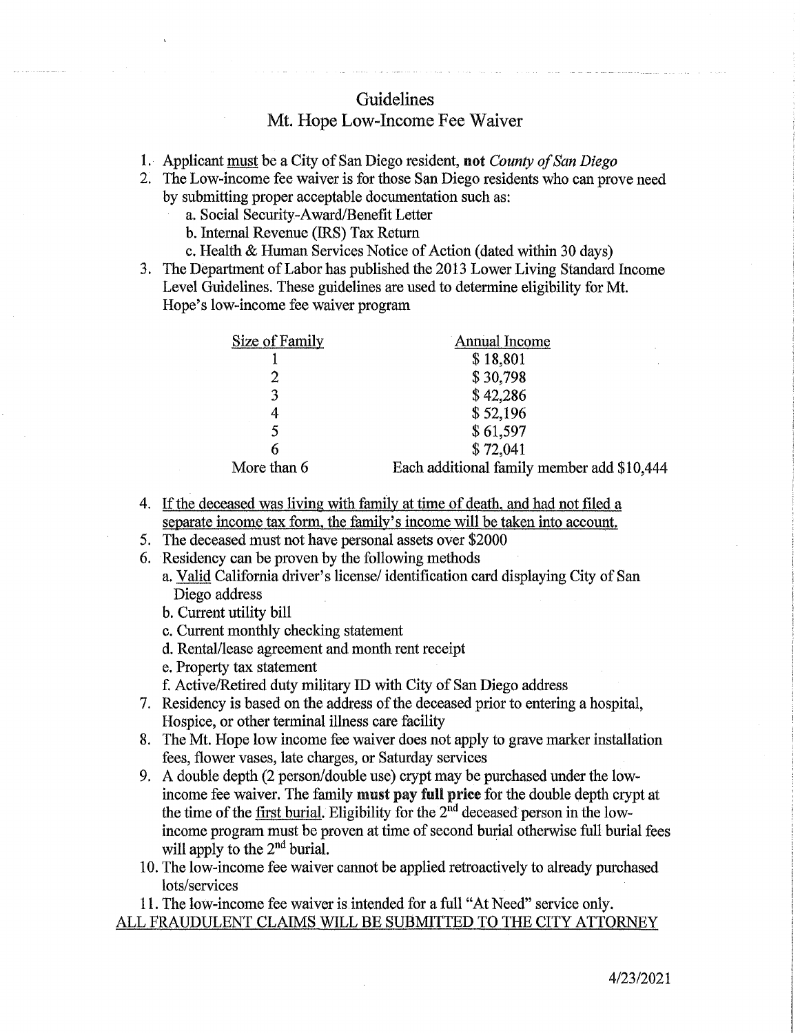# Guidelines

## Mt. Hope Low-Income Fee Waiver

1. Applicant <u>must</u> be a City of San Diego resident, **not** *County of San Diego*
2. The Low-income fee waiver is for those San Diego residents who can prove need by submitting proper acceptable documentation such as:
   a. Social Security-Award/Benefit Letter
   b. Internal Revenue (IRS) Tax Return
   c. Health & Human Services Notice of Action (dated within 30 days)
3. The Department of Labor has published the 2013 Lower Living Standard Income Level Guidelines. These guidelines are used to determine eligibility for Mt. Hope's low-income fee waiver program

| Size of Family | Annual Income |
| --- | --- |
| 1 | $ 18,801 |
| 2 | $ 30,798 |
| 3 | $ 42,286 |
| 4 | $ 52,196 |
| 5 | $ 61,597 |
| 6 | $ 72,041 |
| More than 6 | Each additional family member add $10,444 |

4. <u>If the deceased was living with family at time of death, and had not filed a separate income tax form, the family's income will be taken into account.</u>
5. The deceased must not have personal assets over $2000
6. Residency can be proven by the following methods
   a. <u>Valid</u> California driver's license/ identification card displaying City of San Diego address
   b. Current utility bill
   c. Current monthly checking statement
   d. Rental/lease agreement and month rent receipt
   e. Property tax statement
   f. Active/Retired duty military ID with City of San Diego address
7. Residency is based on the address of the deceased prior to entering a hospital, Hospice, or other terminal illness care facility
8. The Mt. Hope low income fee waiver does not apply to grave marker installation fees, flower vases, late charges, or Saturday services
9. A double depth (2 person/double use) crypt may be purchased under the low-income fee waiver. The family **must pay full price** for the double depth crypt at the time of the <u>first burial</u>. Eligibility for the 2nd deceased person in the low-income program must be proven at time of second burial otherwise full burial fees will apply to the 2nd burial.
10. The low-income fee waiver cannot be applied retroactively to already purchased lots/services
11. The low-income fee waiver is intended for a full "At Need" service only.

<u>ALL FRAUDULENT CLAIMS WILL BE SUBMITTED TO THE CITY ATTORNEY</u>

4/23/2021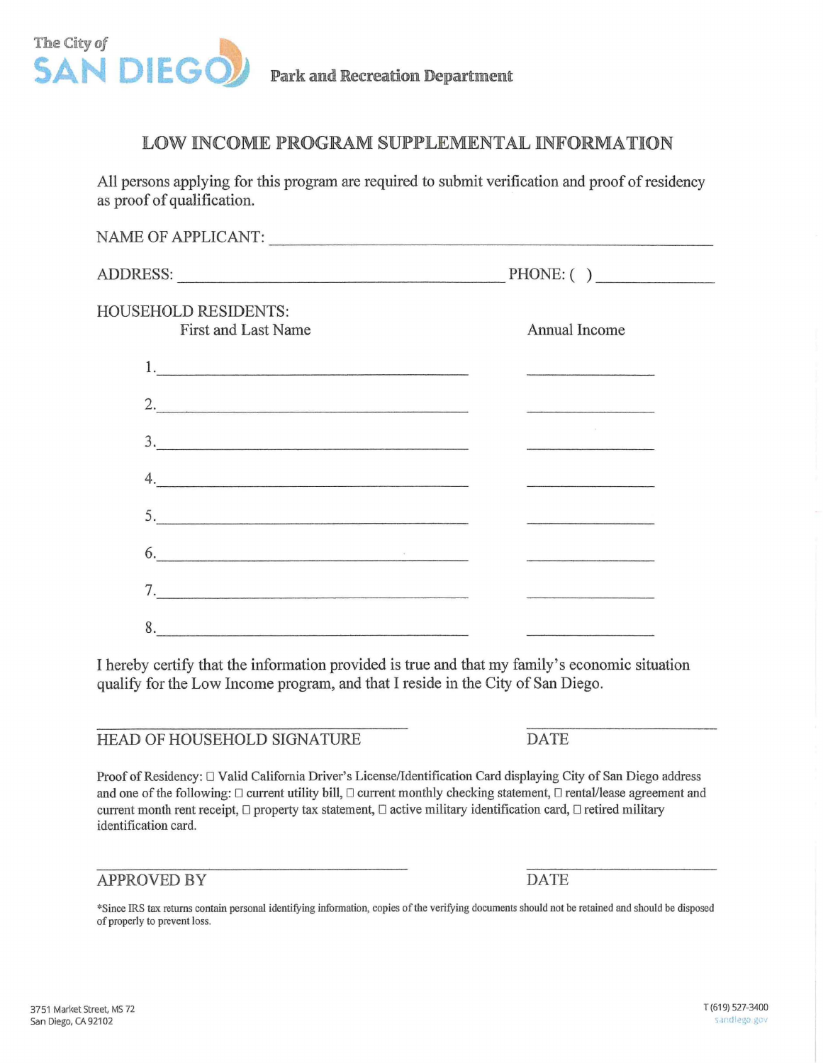The City of SAN DIEGO Park and Recreation Department

# LOW INCOME PROGRAM SUPPLEMENTAL INFORMATION

All persons applying for this program are required to submit verification and proof of residency as proof of qualification.

NAME OF APPLICANT: ______________________________________________

ADDRESS: ______________________________________ PHONE: ( ) ____________

HOUSEHOLD RESIDENTS:

| First and Last Name | Annual Income |
|---|---|
| 1. | |
| 2. | |
| 3. | |
| 4. | |
| 5. | |
| 6. | |
| 7. | |
| 8. | |

I hereby certify that the information provided is true and that my family's economic situation qualify for the Low Income program, and that I reside in the City of San Diego.

______________________________ ______________
HEAD OF HOUSEHOLD SIGNATURE DATE

Proof of Residency: ☐ Valid California Driver's License/Identification Card displaying City of San Diego address and one of the following: ☐ current utility bill, ☐ current monthly checking statement, ☐ rental/lease agreement and current month rent receipt, ☐ property tax statement, ☐ active military identification card, ☐ retired military identification card.

______________________________ ______________
APPROVED BY DATE

*Since IRS tax returns contain personal identifying information, copies of the verifying documents should not be retained and should be disposed of properly to prevent loss.

3751 Market Street, MS 72
San Diego, CA 92102

T (619) 527-3400
sandiego.gov